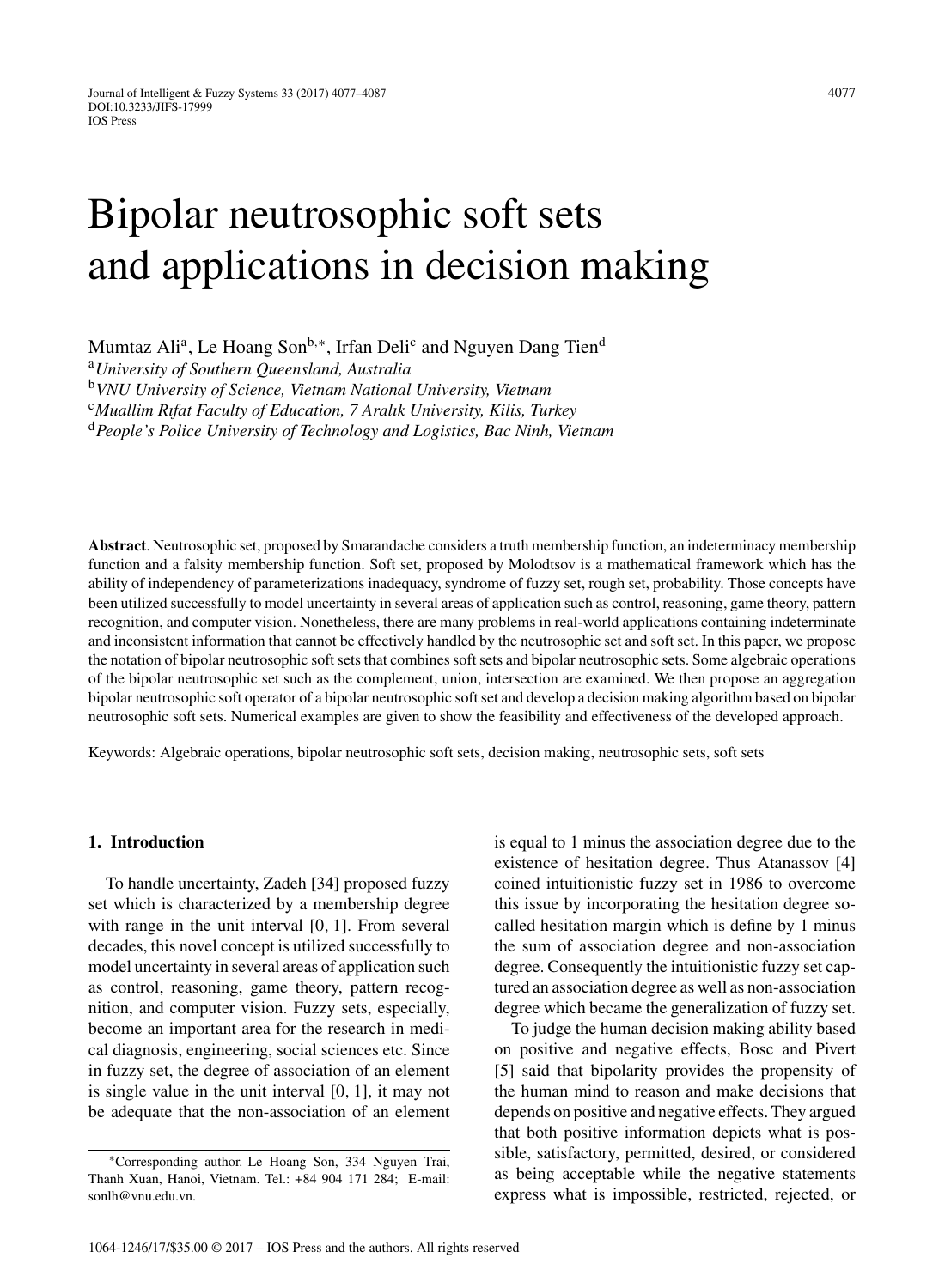# Bipolar neutrosophic soft sets and applications in decision making

Mumtaz Ali[a], Le Hoang Son[b,*], Irfan Deli[c] and Nguyen Dang Tien[d]

[a] *University of Southern Queensland, Australia*

[b] *VNU University of Science, Vietnam National University, Vietnam*

[c] *Muallim Rıfat Faculty of Education, 7 Aralık University, Kilis, Turkey*

[d] *People's Police University of Technology and Logistics, Bac Ninh, Vietnam*

**Abstract**. Neutrosophic set, proposed by Smarandache considers a truth membership function, an indeterminacy membership function and a falsity membership function. Soft set, proposed by Molodtsov is a mathematical framework which has the ability of independency of parameterizations inadequacy, syndrome of fuzzy set, rough set, probability. Those concepts have been utilized successfully to model uncertainty in several areas of application such as control, reasoning, game theory, pattern recognition, and computer vision. Nonetheless, there are many problems in real-world applications containing indeterminate and inconsistent information that cannot be effectively handled by the neutrosophic set and soft set. In this paper, we propose the notation of bipolar neutrosophic soft sets that combines soft sets and bipolar neutrosophic sets. Some algebraic operations of the bipolar neutrosophic set such as the complement, union, intersection are examined. We then propose an aggregation bipolar neutrosophic soft operator of a bipolar neutrosophic soft set and develop a decision making algorithm based on bipolar neutrosophic soft sets. Numerical examples are given to show the feasibility and effectiveness of the developed approach.

Keywords: Algebraic operations, bipolar neutrosophic soft sets, decision making, neutrosophic sets, soft sets

## 1. Introduction

To handle uncertainty, Zadeh [34] proposed fuzzy set which is characterized by a membership degree with range in the unit interval [0, 1]. From several decades, this novel concept is utilized successfully to model uncertainty in several areas of application such as control, reasoning, game theory, pattern recognition, and computer vision. Fuzzy sets, especially, become an important area for the research in medical diagnosis, engineering, social sciences etc. Since in fuzzy set, the degree of association of an element is single value in the unit interval [0, 1], it may not be adequate that the non-association of an element is equal to 1 minus the association degree due to the existence of hesitation degree. Thus Atanassov [4] coined intuitionistic fuzzy set in 1986 to overcome this issue by incorporating the hesitation degree so-called hesitation margin which is define by 1 minus the sum of association degree and non-association degree. Consequently the intuitionistic fuzzy set captured an association degree as well as non-association degree which became the generalization of fuzzy set.

To judge the human decision making ability based on positive and negative effects, Bosc and Pivert [5] said that bipolarity provides the propensity of the human mind to reason and make decisions that depends on positive and negative effects. They argued that both positive information depicts what is possible, satisfactory, permitted, desired, or considered as being acceptable while the negative statements express what is impossible, restricted, rejected, or

*Corresponding author. Le Hoang Son, 334 Nguyen Trai, Thanh Xuan, Hanoi, Vietnam. Tel.: +84 904 171 284; E-mail: sonlh@vnu.edu.vn.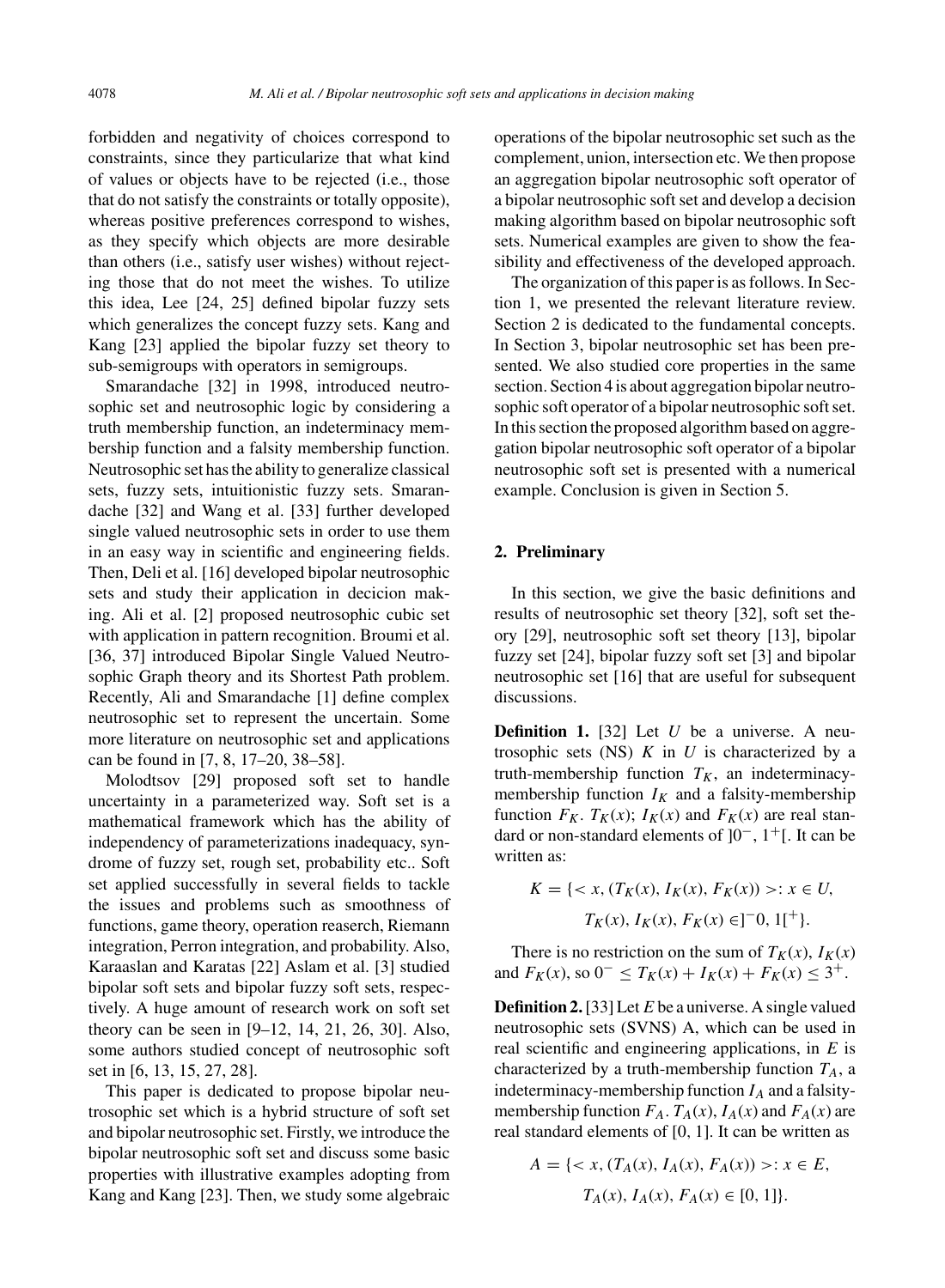forbidden and negativity of choices correspond to constraints, since they particularize that what kind of values or objects have to be rejected (i.e., those that do not satisfy the constraints or totally opposite), whereas positive preferences correspond to wishes, as they specify which objects are more desirable than others (i.e., satisfy user wishes) without rejecting those that do not meet the wishes. To utilize this idea, Lee [24, 25] defined bipolar fuzzy sets which generalizes the concept fuzzy sets. Kang and Kang [23] applied the bipolar fuzzy set theory to sub-semigroups with operators in semigroups.

Smarandache [32] in 1998, introduced neutrosophic set and neutrosophic logic by considering a truth membership function, an indeterminacy membership function and a falsity membership function. Neutrosophic set has the ability to generalize classical sets, fuzzy sets, intuitionistic fuzzy sets. Smarandache [32] and Wang et al. [33] further developed single valued neutrosophic sets in order to use them in an easy way in scientific and engineering fields. Then, Deli et al. [16] developed bipolar neutrosophic sets and study their application in decicion making. Ali et al. [2] proposed neutrosophic cubic set with application in pattern recognition. Broumi et al. [36, 37] introduced Bipolar Single Valued Neutrosophic Graph theory and its Shortest Path problem. Recently, Ali and Smarandache [1] define complex neutrosophic set to represent the uncertain. Some more literature on neutrosophic set and applications can be found in [7, 8, 17–20, 38–58].

Molodtsov [29] proposed soft set to handle uncertainty in a parameterized way. Soft set is a mathematical framework which has the ability of independency of parameterizations inadequacy, syndrome of fuzzy set, rough set, probability etc.. Soft set applied successfully in several fields to tackle the issues and problems such as smoothness of functions, game theory, operation reaserch, Riemann integration, Perron integration, and probability. Also, Karaaslan and Karatas [22] Aslam et al. [3] studied bipolar soft sets and bipolar fuzzy soft sets, respectively. A huge amount of research work on soft set theory can be seen in [9–12, 14, 21, 26, 30]. Also, some authors studied concept of neutrosophic soft set in [6, 13, 15, 27, 28].

This paper is dedicated to propose bipolar neutrosophic set which is a hybrid structure of soft set and bipolar neutrosophic set. Firstly, we introduce the bipolar neutrosophic soft set and discuss some basic properties with illustrative examples adopting from Kang and Kang [23]. Then, we study some algebraic operations of the bipolar neutrosophic set such as the complement, union, intersection etc. We then propose an aggregation bipolar neutrosophic soft operator of a bipolar neutrosophic soft set and develop a decision making algorithm based on bipolar neutrosophic soft sets. Numerical examples are given to show the feasibility and effectiveness of the developed approach.

The organization of this paper is as follows. In Section 1, we presented the relevant literature review. Section 2 is dedicated to the fundamental concepts. In Section 3, bipolar neutrosophic set has been presented. We also studied core properties in the same section. Section 4 is about aggregation bipolar neutrosophic soft operator of a bipolar neutrosophic soft set. In this section the proposed algorithm based on aggregation bipolar neutrosophic soft operator of a bipolar neutrosophic soft set is presented with a numerical example. Conclusion is given in Section 5.

## 2. Preliminary

In this section, we give the basic definitions and results of neutrosophic set theory [32], soft set theory [29], neutrosophic soft set theory [13], bipolar fuzzy set [24], bipolar fuzzy soft set [3] and bipolar neutrosophic set [16] that are useful for subsequent discussions.

**Definition 1.** [32] Let $U$ be a universe. A neutrosophic sets (NS) $K$ in $U$ is characterized by a truth-membership function $T_K$, an indeterminacy-membership function $I_K$ and a falsity-membership function $F_K$. $T_K(x)$; $I_K(x)$ and $F_K(x)$ are real standard or non-standard elements of $]0^-, 1^+[$. It can be written as:

$$K = \{< x, (T_K(x), I_K(x), F_K(x)) >: x \in U,$$
$$T_K(x), I_K(x), F_K(x) \in ]^-0, 1[^+\}.$$

There is no restriction on the sum of $T_K(x)$, $I_K(x)$ and $F_K(x)$, so $0^- \leq T_K(x) + I_K(x) + F_K(x) \leq 3^+$.

**Definition 2.** [33] Let $E$ be a universe. A single valued neutrosophic sets (SVNS) A, which can be used in real scientific and engineering applications, in $E$ is characterized by a truth-membership function $T_A$, a indeterminacy-membership function $I_A$ and a falsity-membership function $F_A$. $T_A(x)$, $I_A(x)$ and $F_A(x)$ are real standard elements of [0, 1]. It can be written as

$$A = \{< x, (T_A(x), I_A(x), F_A(x)) >: x \in E,$$
$$T_A(x), I_A(x), F_A(x) \in [0, 1]\}.$$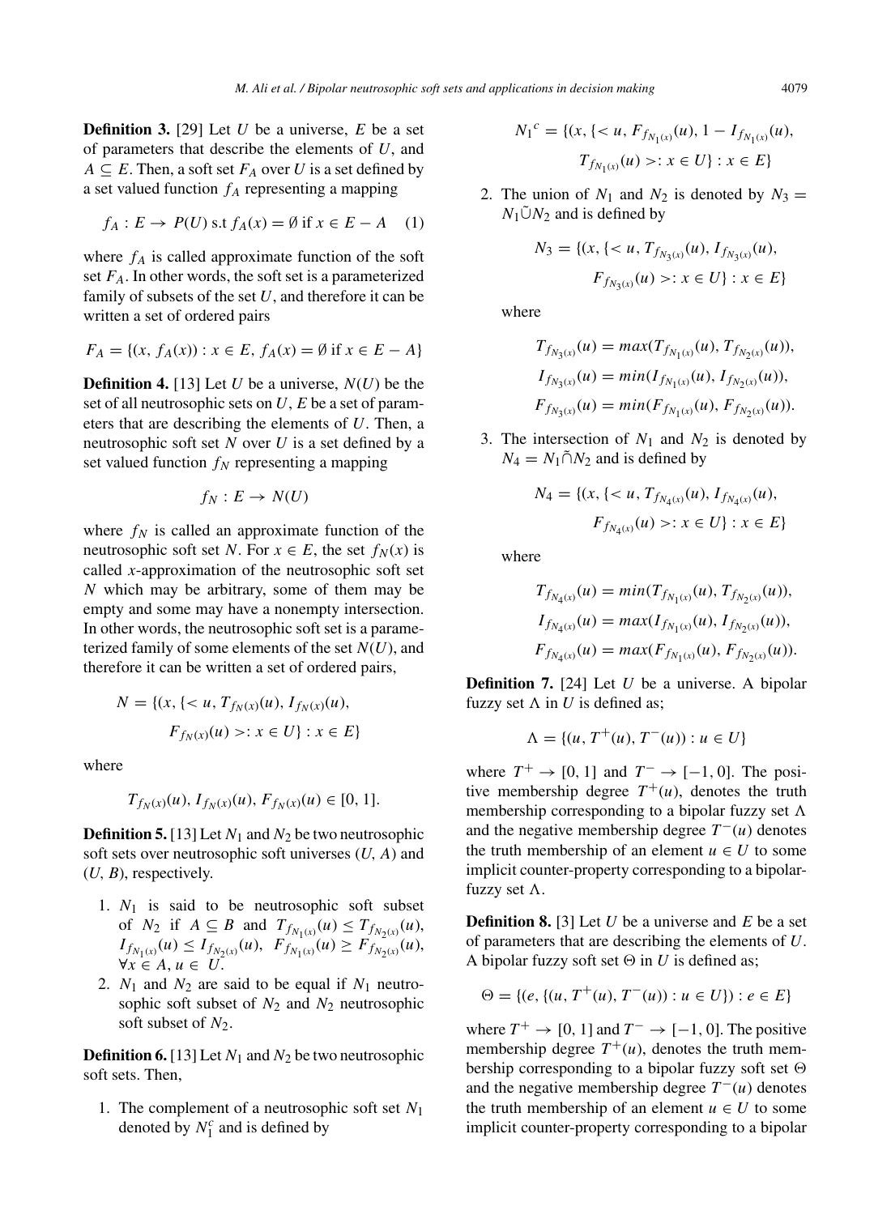**Definition 3.** [29] Let $U$ be a universe, $E$ be a set of parameters that describe the elements of $U$, and $A \subseteq E$. Then, a soft set $F_A$ over $U$ is a set defined by a set valued function $f_A$ representing a mapping

$$f_A : E \to P(U) \text{ s.t } f_A(x) = \emptyset \text{ if } x \in E - A \quad (1)$$

where $f_A$ is called approximate function of the soft set $F_A$. In other words, the soft set is a parameterized family of subsets of the set $U$, and therefore it can be written a set of ordered pairs

$$F_A = \{(x, f_A(x)) : x \in E, f_A(x) = \emptyset \text{ if } x \in E - A\}$$

**Definition 4.** [13] Let $U$ be a universe, $N(U)$ be the set of all neutrosophic sets on $U$, $E$ be a set of parameters that are describing the elements of $U$. Then, a neutrosophic soft set $N$ over $U$ is a set defined by a set valued function $f_N$ representing a mapping

$$f_N : E \to N(U)$$

where $f_N$ is called an approximate function of the neutrosophic soft set $N$. For $x \in E$, the set $f_N(x)$ is called $x$-approximation of the neutrosophic soft set $N$ which may be arbitrary, some of them may be empty and some may have a nonempty intersection. In other words, the neutrosophic soft set is a parameterized family of some elements of the set $N(U)$, and therefore it can be written a set of ordered pairs,

$$N = \{(x, \{< u, T_{f_N(x)}(u), I_{f_N(x)}(u), F_{f_N(x)}(u) >: x \in U\} : x \in E\}$$

where

$$T_{f_N(x)}(u), I_{f_N(x)}(u), F_{f_N(x)}(u) \in [0, 1].$$

**Definition 5.** [13] Let $N_1$ and $N_2$ be two neutrosophic soft sets over neutrosophic soft universes $(U, A)$ and $(U, B)$, respectively.

1. $N_1$ is said to be neutrosophic soft subset of $N_2$ if $A \subseteq B$ and $T_{f_{N_1(x)}}(u) \leq T_{f_{N_2(x)}}(u)$, $I_{f_{N_1(x)}}(u) \leq I_{f_{N_2(x)}}(u)$, $F_{f_{N_1(x)}}(u) \geq F_{f_{N_2(x)}}(u)$, $\forall x \in A, u \in U$.
2. $N_1$ and $N_2$ are said to be equal if $N_1$ neutrosophic soft subset of $N_2$ and $N_2$ neutrosophic soft subset of $N_1$.

**Definition 6.** [13] Let $N_1$ and $N_2$ be two neutrosophic soft sets. Then,

1. The complement of a neutrosophic soft set $N_1$ denoted by $N_1^c$ and is defined by

$$N_1{}^c = \{(x, \{< u, F_{f_{N_1(x)}}(u), 1 - I_{f_{N_1(x)}}(u), T_{f_{N_1(x)}}(u) >: x \in U\} : x \in E\}$$

2. The union of $N_1$ and $N_2$ is denoted by $N_3 = N_1 \tilde{\cup} N_2$ and is defined by

$$N_3 = \{(x, \{< u, T_{f_{N_3(x)}}(u), I_{f_{N_3(x)}}(u), F_{f_{N_3(x)}}(u) >: x \in U\} : x \in E\}$$

where

$$T_{f_{N_3(x)}}(u) = max(T_{f_{N_1(x)}}(u), T_{f_{N_2(x)}}(u)),$$
$$I_{f_{N_3(x)}}(u) = min(I_{f_{N_1(x)}}(u), I_{f_{N_2(x)}}(u)),$$
$$F_{f_{N_3(x)}}(u) = min(F_{f_{N_1(x)}}(u), F_{f_{N_2(x)}}(u)).$$

3. The intersection of $N_1$ and $N_2$ is denoted by $N_4 = N_1 \tilde{\cap} N_2$ and is defined by

$$N_4 = \{(x, \{< u, T_{f_{N_4(x)}}(u), I_{f_{N_4(x)}}(u), F_{f_{N_4(x)}}(u) >: x \in U\} : x \in E\}$$

where

$$T_{f_{N_4(x)}}(u) = min(T_{f_{N_1(x)}}(u), T_{f_{N_2(x)}}(u)),$$
$$I_{f_{N_4(x)}}(u) = max(I_{f_{N_1(x)}}(u), I_{f_{N_2(x)}}(u)),$$
$$F_{f_{N_4(x)}}(u) = max(F_{f_{N_1(x)}}(u), F_{f_{N_2(x)}}(u)).$$

**Definition 7.** [24] Let $U$ be a universe. A bipolar fuzzy set $\Lambda$ in $U$ is defined as;

$$\Lambda = \{(u, T^+(u), T^-(u)) : u \in U\}$$

where $T^+ \to [0, 1]$ and $T^- \to [-1, 0]$. The positive membership degree $T^+(u)$, denotes the truth membership corresponding to a bipolar fuzzy set $\Lambda$ and the negative membership degree $T^-(u)$ denotes the truth membership of an element $u \in U$ to some implicit counter-property corresponding to a bipolar-fuzzy set $\Lambda$.

**Definition 8.** [3] Let $U$ be a universe and $E$ be a set of parameters that are describing the elements of $U$. A bipolar fuzzy soft set $\Theta$ in $U$ is defined as;

$$\Theta = \{(e, \{(u, T^+(u), T^-(u)) : u \in U\}) : e \in E\}$$

where $T^+ \to [0, 1]$ and $T^- \to [-1, 0]$. The positive membership degree $T^+(u)$, denotes the truth membership corresponding to a bipolar fuzzy soft set $\Theta$ and the negative membership degree $T^-(u)$ denotes the truth membership of an element $u \in U$ to some implicit counter-property corresponding to a bipolar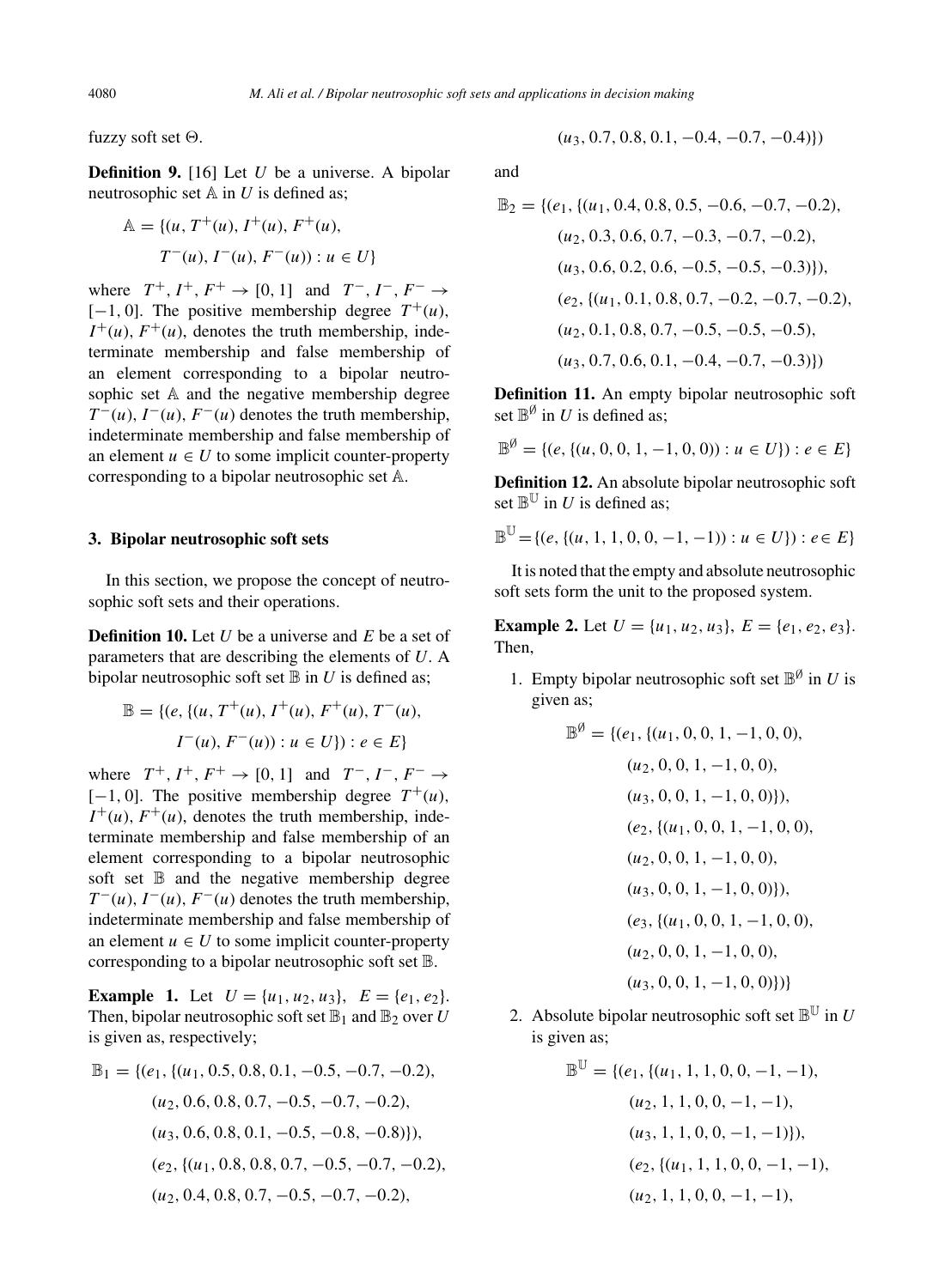fuzzy soft set $\Theta$.

**Definition 9.** [16] Let $U$ be a universe. A bipolar neutrosophic set $\mathbb{A}$ in $U$ is defined as;

$$\mathbb{A} = \{(u, T^+(u), I^+(u), F^+(u), T^-(u), I^-(u), F^-(u)) : u \in U\}$$

where $T^+, I^+, F^+ \to [0, 1]$ and $T^-, I^-, F^- \to [-1, 0]$. The positive membership degree $T^+(u)$, $I^+(u)$, $F^+(u)$, denotes the truth membership, indeterminate membership and false membership of an element corresponding to a bipolar neutrosophic set $\mathbb{A}$ and the negative membership degree $T^-(u)$, $I^-(u)$, $F^-(u)$ denotes the truth membership, indeterminate membership and false membership of an element $u \in U$ to some implicit counter-property corresponding to a bipolar neutrosophic set $\mathbb{A}$.

## 3. Bipolar neutrosophic soft sets

In this section, we propose the concept of neutrosophic soft sets and their operations.

**Definition 10.** Let $U$ be a universe and $E$ be a set of parameters that are describing the elements of $U$. A bipolar neutrosophic soft set $\mathbb{B}$ in $U$ is defined as;

$$\mathbb{B} = \{(e, \{(u, T^+(u), I^+(u), F^+(u), T^-(u), I^-(u), F^-(u)) : u \in U\}) : e \in E\}$$

where $T^+, I^+, F^+ \to [0, 1]$ and $T^-, I^-, F^- \to [-1, 0]$. The positive membership degree $T^+(u)$, $I^+(u)$, $F^+(u)$, denotes the truth membership, indeterminate membership and false membership of an element corresponding to a bipolar neutrosophic soft set $\mathbb{B}$ and the negative membership degree $T^-(u)$, $I^-(u)$, $F^-(u)$ denotes the truth membership, indeterminate membership and false membership of an element $u \in U$ to some implicit counter-property corresponding to a bipolar neutrosophic soft set $\mathbb{B}$.

**Example 1.** Let $U = \{u_1, u_2, u_3\}$, $E = \{e_1, e_2\}$. Then, bipolar neutrosophic soft set $\mathbb{B}_1$ and $\mathbb{B}_2$ over $U$ is given as, respectively;

$$\begin{aligned}
\mathbb{B}_1 = \{&(e_1, \{(u_1, 0.5, 0.8, 0.1, -0.5, -0.7, -0.2),\\
&(u_2, 0.6, 0.8, 0.7, -0.5, -0.7, -0.2),\\
&(u_3, 0.6, 0.8, 0.1, -0.5, -0.8, -0.8)\}),\\
&(e_2, \{(u_1, 0.8, 0.8, 0.7, -0.5, -0.7, -0.2),\\
&(u_2, 0.4, 0.8, 0.7, -0.5, -0.7, -0.2),\\
&(u_3, 0.7, 0.8, 0.1, -0.4, -0.7, -0.4)\})
\end{aligned}$$

and

$$\begin{aligned}
\mathbb{B}_2 = \{&(e_1, \{(u_1, 0.4, 0.8, 0.5, -0.6, -0.7, -0.2),\\
&(u_2, 0.3, 0.6, 0.7, -0.3, -0.7, -0.2),\\
&(u_3, 0.6, 0.2, 0.6, -0.5, -0.5, -0.3)\}),\\
&(e_2, \{(u_1, 0.1, 0.8, 0.7, -0.2, -0.7, -0.2),\\
&(u_2, 0.1, 0.8, 0.7, -0.5, -0.5, -0.5),\\
&(u_3, 0.7, 0.6, 0.1, -0.4, -0.7, -0.3)\})
\end{aligned}$$

**Definition 11.** An empty bipolar neutrosophic soft set $\mathbb{B}^{\emptyset}$ in $U$ is defined as;

$$\mathbb{B}^{\emptyset} = \{(e, \{(u, 0, 0, 1, -1, 0, 0)) : u \in U\}) : e \in E\}$$

**Definition 12.** An absolute bipolar neutrosophic soft set $\mathbb{B}^{\mathbb{U}}$ in $U$ is defined as;

$$\mathbb{B}^{\mathbb{U}} = \{(e, \{(u, 1, 1, 0, 0, -1, -1)) : u \in U\}) : e \in E\}$$

It is noted that the empty and absolute neutrosophic soft sets form the unit to the proposed system.

**Example 2.** Let $U = \{u_1, u_2, u_3\}$, $E = \{e_1, e_2, e_3\}$. Then,

1. Empty bipolar neutrosophic soft set $\mathbb{B}^{\emptyset}$ in $U$ is given as;

$$\begin{aligned}
\mathbb{B}^{\emptyset} = \{&(e_1, \{(u_1, 0, 0, 1, -1, 0, 0),\\
&(u_2, 0, 0, 1, -1, 0, 0),\\
&(u_3, 0, 0, 1, -1, 0, 0)\}),\\
&(e_2, \{(u_1, 0, 0, 1, -1, 0, 0),\\
&(u_2, 0, 0, 1, -1, 0, 0),\\
&(u_3, 0, 0, 1, -1, 0, 0)\}),\\
&(e_3, \{(u_1, 0, 0, 1, -1, 0, 0),\\
&(u_2, 0, 0, 1, -1, 0, 0),\\
&(u_3, 0, 0, 1, -1, 0, 0)\})\}
\end{aligned}$$

2. Absolute bipolar neutrosophic soft set $\mathbb{B}^{\mathbb{U}}$ in $U$ is given as;

$$\begin{aligned}
\mathbb{B}^{\mathbb{U}} = \{&(e_1, \{(u_1, 1, 1, 0, 0, -1, -1),\\
&(u_2, 1, 1, 0, 0, -1, -1),\\
&(u_3, 1, 1, 0, 0, -1, -1)\}),\\
&(e_2, \{(u_1, 1, 1, 0, 0, -1, -1),\\
&(u_2, 1, 1, 0, 0, -1, -1),
\end{aligned}$$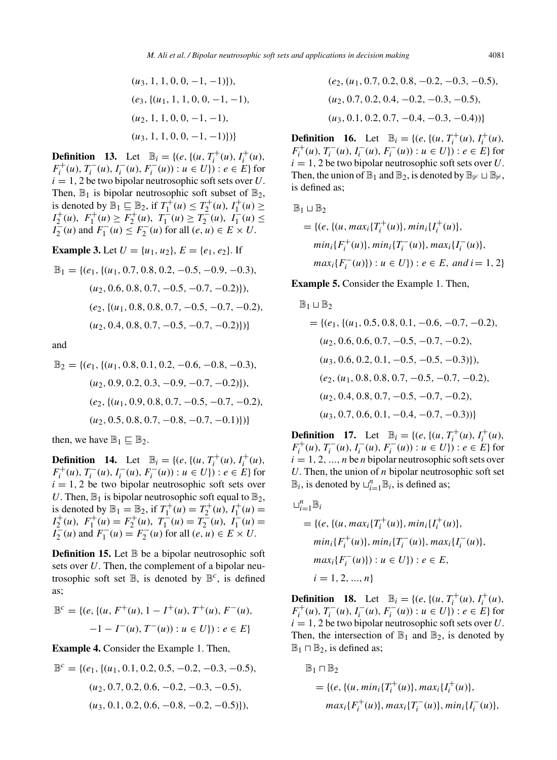$(u_3, 1, 1, 0, 0, -1, -1)\}),$

$(e_3, \{(u_1, 1, 1, 0, 0, -1, -1),$

$(u_2, 1, 1, 0, 0, -1, -1),$

$(u_3, 1, 1, 0, 0, -1, -1)\})\}$

**Definition 13.** Let $\mathbb{B}_i = \{(e, \{(u, T_i^+(u), I_i^+(u), F_i^+(u), T_i^-(u), I_i^-(u), F_i^-(u)) : u \in U\}) : e \in E\}$ for $i = 1, 2$ be two bipolar neutrosophic soft sets over $U$. Then, $\mathbb{B}_1$ is bipolar neutrosophic soft subset of $\mathbb{B}_2$, is denoted by $\mathbb{B}_1 \sqsubseteq \mathbb{B}_2$, if $T_1^+(u) \le T_2^+(u)$, $I_1^+(u) \ge I_2^+(u)$, $F_1^+(u) \ge F_2^+(u)$, $T_1^-(u) \ge T_2^-(u)$, $I_1^-(u) \le I_2^-(u)$ and $F_1^-(u) \le F_2^-(u)$ for all $(e, u) \in E \times U$.

**Example 3.** Let $U = \{u_1, u_2\}$, $E = \{e_1, e_2\}$. If

$$
\begin{aligned}
\mathbb{B}_1 = \{&(e_1, \{(u_1, 0.7, 0.8, 0.2, -0.5, -0.9, -0.3),\\
&(u_2, 0.6, 0.8, 0.7, -0.5, -0.7, -0.2)\}),\\
&(e_2, \{(u_1, 0.8, 0.8, 0.7, -0.5, -0.7, -0.2),\\
&(u_2, 0.4, 0.8, 0.7, -0.5, -0.7, -0.2)\})\}
\end{aligned}
$$

and

$$
\begin{aligned}
\mathbb{B}_2 = \{&(e_1, \{(u_1, 0.8, 0.1, 0.2, -0.6, -0.8, -0.3),\\
&(u_2, 0.9, 0.2, 0.3, -0.9, -0.7, -0.2)\}),\\
&(e_2, \{(u_1, 0.9, 0.8, 0.7, -0.5, -0.7, -0.2),\\
&(u_2, 0.5, 0.8, 0.7, -0.8, -0.7, -0.1)\})\}
\end{aligned}
$$

then, we have $\mathbb{B}_1 \sqsubseteq \mathbb{B}_2$.

**Definition 14.** Let $\mathbb{B}_i = \{(e, \{(u, T_i^+(u), I_i^+(u), F_i^+(u), T_i^-(u), I_i^-(u), F_i^-(u)) : u \in U\}) : e \in E\}$ for $i = 1, 2$ be two bipolar neutrosophic soft sets over $U$. Then, $\mathbb{B}_1$ is bipolar neutrosophic soft equal to $\mathbb{B}_2$, is denoted by $\mathbb{B}_1 = \mathbb{B}_2$, if $T_1^+(u) = T_2^+(u)$, $I_1^+(u) = I_2^+(u)$, $F_1^+(u) = F_2^+(u)$, $T_1^-(u) = T_2^-(u)$, $I_1^-(u) = I_2^-(u)$ and $F_1^-(u) = F_2^-(u)$ for all $(e, u) \in E \times U$.

**Definition 15.** Let $\mathbb{B}$ be a bipolar neutrosophic soft sets over $U$. Then, the complement of a bipolar neutrosophic soft set $\mathbb{B}$, is denoted by $\mathbb{B}^c$, is defined as;

$$
\begin{aligned}
\mathbb{B}^c = \{&(e, \{(u, F^+(u), 1 - I^+(u), T^+(u), F^-(u),\\
&-1 - I^-(u), T^-(u)) : u \in U\}) : e \in E\}
\end{aligned}
$$

**Example 4.** Consider the Example 1. Then,

$$
\begin{aligned}
\mathbb{B}^c = \{&(e_1, \{(u_1, 0.1, 0.2, 0.5, -0.2, -0.3, -0.5),\\
&(u_2, 0.7, 0.2, 0.6, -0.2, -0.3, -0.5),\\
&(u_3, 0.1, 0.2, 0.6, -0.8, -0.2, -0.5)\}),\\
&(e_2, (u_1, 0.7, 0.2, 0.8, -0.2, -0.3, -0.5),\\
&(u_2, 0.7, 0.2, 0.4, -0.2, -0.3, -0.5),\\
&(u_3, 0.1, 0.2, 0.7, -0.4, -0.3, -0.4))\}
\end{aligned}
$$

**Definition 16.** Let $\mathbb{B}_i = \{(e, \{(u, T_i^+(u), I_i^+(u), F_i^+(u), T_i^-(u), I_i^-(u), F_i^-(u)) : u \in U\}) : e \in E\}$ for $i = 1, 2$ be two bipolar neutrosophic soft sets over $U$. Then, the union of $\mathbb{B}_1$ and $\mathbb{B}_2$, is denoted by $\mathbb{B}_{\nvDash} \sqcup \mathbb{B}_{\nvDash}$, is defined as;

$$
\begin{aligned}
&\mathbb{B}_1 \sqcup \mathbb{B}_2\\
&= \{(e, \{(u, max_i\{T_i^+(u)\}, min_i\{I_i^+(u)\},\\
&\quad min_i\{F_i^+(u)\}, min_i\{T_i^-(u)\}, max_i\{I_i^-(u)\},\\
&\quad max_i\{F_i^-(u)\}) : u \in U\}) : e \in E,\ and\ i = 1, 2\}
\end{aligned}
$$

**Example 5.** Consider the Example 1. Then,

$$
\begin{aligned}
&\mathbb{B}_1 \sqcup \mathbb{B}_2\\
&= \{(e_1, \{(u_1, 0.5, 0.8, 0.1, -0.6, -0.7, -0.2),\\
&\quad (u_2, 0.6, 0.6, 0.7, -0.5, -0.7, -0.2),\\
&\quad (u_3, 0.6, 0.2, 0.1, -0.5, -0.5, -0.3)\}),\\
&\quad (e_2, (u_1, 0.8, 0.8, 0.7, -0.5, -0.7, -0.2),\\
&\quad (u_2, 0.4, 0.8, 0.7, -0.5, -0.7, -0.2),\\
&\quad (u_3, 0.7, 0.6, 0.1, -0.4, -0.7, -0.3))\}
\end{aligned}
$$

**Definition 17.** Let $\mathbb{B}_i = \{(e, \{(u, T_i^+(u), I_i^+(u), F_i^+(u), T_i^-(u), I_i^-(u), F_i^-(u)) : u \in U\}) : e \in E\}$ for $i = 1, 2, ..., n$ be $n$ bipolar neutrosophic soft sets over $U$. Then, the union of $n$ bipolar neutrosophic soft set $\mathbb{B}_i$, is denoted by $\sqcup_{i=1}^n \mathbb{B}_i$, is defined as;

$$
\begin{aligned}
&\sqcup_{i=1}^n \mathbb{B}_i\\
&= \{(e, \{(u, max_i\{T_i^+(u)\}, min_i\{I_i^+(u)\},\\
&\quad min_i\{F_i^+(u)\}, min_i\{T_i^-(u)\}, max_i\{I_i^-(u)\},\\
&\quad max_i\{F_i^-(u)\}) : u \in U\}) : e \in E,\\
&\quad i = 1, 2, ..., n\}
\end{aligned}
$$

**Definition 18.** Let $\mathbb{B}_i = \{(e, \{(u, T_i^+(u), I_i^+(u), F_i^+(u), T_i^-(u), I_i^-(u), F_i^-(u)) : u \in U\}) : e \in E\}$ for $i = 1, 2$ be two bipolar neutrosophic soft sets over $U$. Then, the intersection of $\mathbb{B}_1$ and $\mathbb{B}_2$, is denoted by $\mathbb{B}_1 \sqcap \mathbb{B}_2$, is defined as;

$$
\begin{aligned}
&\mathbb{B}_1 \sqcap \mathbb{B}_2\\
&= \{(e, \{(u, min_i\{T_i^+(u)\}, max_i\{I_i^+(u)\},\\
&\quad max_i\{F_i^+(u)\}, max_i\{T_i^-(u)\}, min_i\{I_i^-(u)\},
\end{aligned}
$$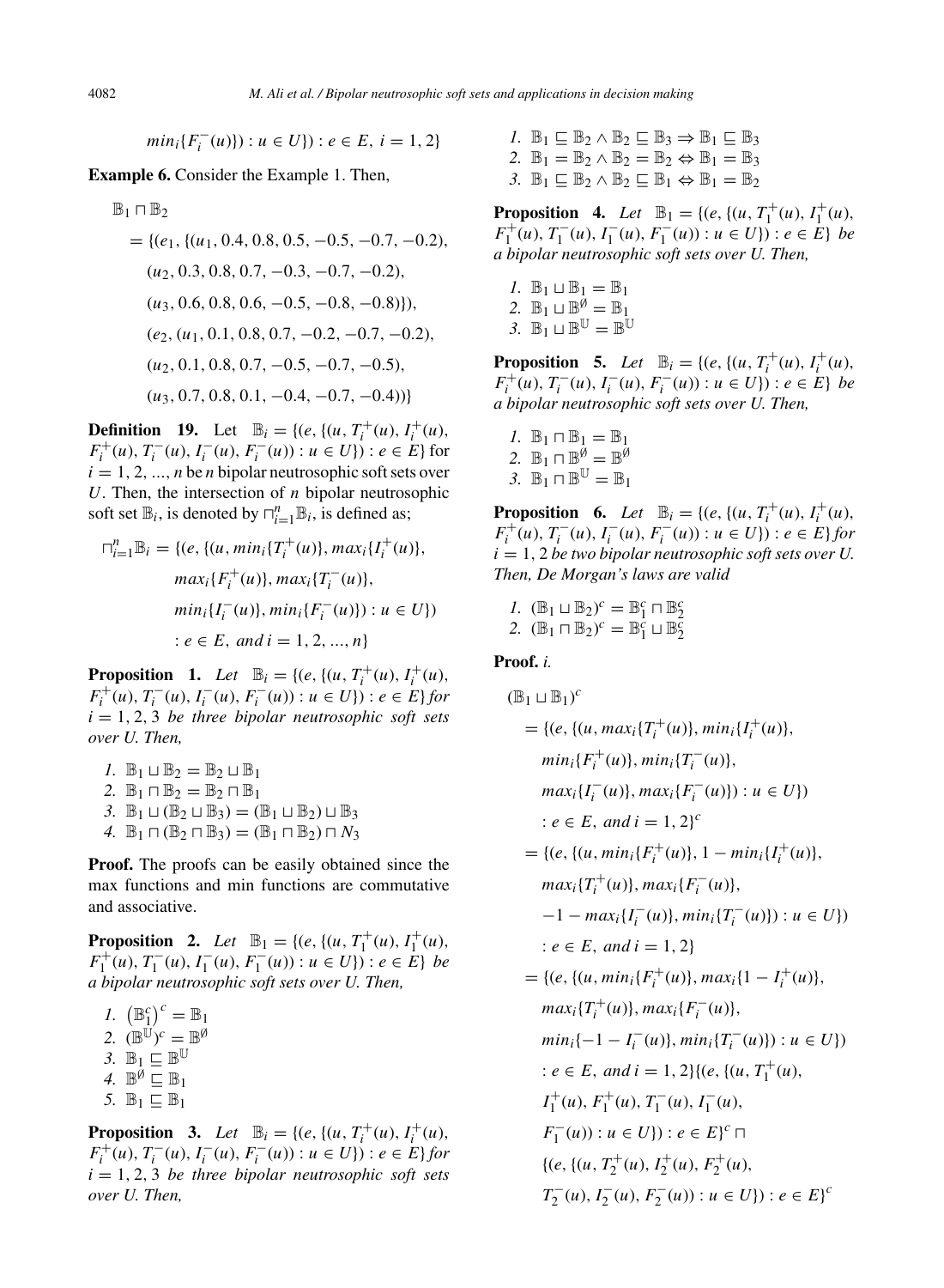$min_i\{F_i^-(u)\}) : u \in U\}) : e \in E,\ i = 1, 2\}$

**Example 6.** Consider the Example 1. Then,

$$
\begin{aligned}
\mathbb{B}_1 \sqcap \mathbb{B}_2
&= \{(e_1, \{(u_1, 0.4, 0.8, 0.5, -0.5, -0.7, -0.2),\\
&\quad (u_2, 0.3, 0.8, 0.7, -0.3, -0.7, -0.2),\\
&\quad (u_3, 0.6, 0.8, 0.6, -0.5, -0.8, -0.8)\}),\\
&\quad (e_2, (u_1, 0.1, 0.8, 0.7, -0.2, -0.7, -0.2),\\
&\quad (u_2, 0.1, 0.8, 0.7, -0.5, -0.7, -0.5),\\
&\quad (u_3, 0.7, 0.8, 0.1, -0.4, -0.7, -0.4))\}
\end{aligned}
$$

**Definition 19.** Let $\mathbb{B}_i = \{(e, \{(u, T_i^+(u), I_i^+(u), F_i^+(u), T_i^-(u), I_i^-(u), F_i^-(u)) : u \in U\}) : e \in E\}$ for $i = 1, 2, ..., n$ be $n$ bipolar neutrosophic soft sets over $U$. Then, the intersection of $n$ bipolar neutrosophic soft set $\mathbb{B}_i$, is denoted by $\sqcap_{i=1}^{n}\mathbb{B}_i$, is defined as;

$$
\begin{aligned}
\sqcap_{i=1}^{n}\mathbb{B}_i = \{(e, \{(u, &min_i\{T_i^+(u)\}, max_i\{I_i^+(u)\},\\
&max_i\{F_i^+(u)\}, max_i\{T_i^-(u)\},\\
&min_i\{I_i^-(u)\}, min_i\{F_i^-(u)\}) : u \in U\})\\
&: e \in E,\ and\ i = 1, 2, ..., n\}
\end{aligned}
$$

**Proposition 1.** *Let $\mathbb{B}_i = \{(e, \{(u, T_i^+(u), I_i^+(u), F_i^+(u), T_i^-(u), I_i^-(u), F_i^-(u)) : u \in U\}) : e \in E\}$ for $i = 1, 2, 3$ be three bipolar neutrosophic soft sets over U. Then,*

1. $\mathbb{B}_1 \sqcup \mathbb{B}_2 = \mathbb{B}_2 \sqcup \mathbb{B}_1$
2. $\mathbb{B}_1 \sqcap \mathbb{B}_2 = \mathbb{B}_2 \sqcap \mathbb{B}_1$
3. $\mathbb{B}_1 \sqcup (\mathbb{B}_2 \sqcup \mathbb{B}_3) = (\mathbb{B}_1 \sqcup \mathbb{B}_2) \sqcup \mathbb{B}_3$
4. $\mathbb{B}_1 \sqcap (\mathbb{B}_2 \sqcap \mathbb{B}_3) = (\mathbb{B}_1 \sqcap \mathbb{B}_2) \sqcap N_3$

**Proof.** The proofs can be easily obtained since the max functions and min functions are commutative and associative.

**Proposition 2.** *Let $\mathbb{B}_1 = \{(e, \{(u, T_1^+(u), I_1^+(u), F_1^+(u), T_1^-(u), I_1^-(u), F_1^-(u)) : u \in U\}) : e \in E\}$ be a bipolar neutrosophic soft sets over U. Then,*

1. $\left(\mathbb{B}_1^c\right)^c = \mathbb{B}_1$
2. $(\mathbb{B}^{\mathbb{U}})^c = \mathbb{B}^{\emptyset}$
3. $\mathbb{B}_1 \sqsubseteq \mathbb{B}^{\mathbb{U}}$
4. $\mathbb{B}^{\emptyset} \sqsubseteq \mathbb{B}_1$
5. $\mathbb{B}_1 \sqsubseteq \mathbb{B}_1$

**Proposition 3.** *Let $\mathbb{B}_i = \{(e, \{(u, T_i^+(u), I_i^+(u), F_i^+(u), T_i^-(u), I_i^-(u), F_i^-(u)) : u \in U\}) : e \in E\}$ for $i = 1, 2, 3$ be three bipolar neutrosophic soft sets over U. Then,*

1. $\mathbb{B}_1 \sqsubseteq \mathbb{B}_2 \wedge \mathbb{B}_2 \sqsubseteq \mathbb{B}_3 \Rightarrow \mathbb{B}_1 \sqsubseteq \mathbb{B}_3$
2. $\mathbb{B}_1 = \mathbb{B}_2 \wedge \mathbb{B}_2 = \mathbb{B}_2 \Leftrightarrow \mathbb{B}_1 = \mathbb{B}_3$
3. $\mathbb{B}_1 \sqsubseteq \mathbb{B}_2 \wedge \mathbb{B}_2 \sqsubseteq \mathbb{B}_1 \Leftrightarrow \mathbb{B}_1 = \mathbb{B}_2$

**Proposition 4.** *Let $\mathbb{B}_1 = \{(e, \{(u, T_1^+(u), I_1^+(u), F_1^+(u), T_1^-(u), I_1^-(u), F_1^-(u)) : u \in U\}) : e \in E\}$ be a bipolar neutrosophic soft sets over U. Then,*

1. $\mathbb{B}_1 \sqcup \mathbb{B}_1 = \mathbb{B}_1$
2. $\mathbb{B}_1 \sqcup \mathbb{B}^{\emptyset} = \mathbb{B}_1$
3. $\mathbb{B}_1 \sqcup \mathbb{B}^{\mathbb{U}} = \mathbb{B}^{\mathbb{U}}$

**Proposition 5.** *Let $\mathbb{B}_i = \{(e, \{(u, T_i^+(u), I_i^+(u), F_i^+(u), T_i^-(u), I_i^-(u), F_i^-(u)) : u \in U\}) : e \in E\}$ be a bipolar neutrosophic soft sets over U. Then,*

1. $\mathbb{B}_1 \sqcap \mathbb{B}_1 = \mathbb{B}_1$
2. $\mathbb{B}_1 \sqcap \mathbb{B}^{\emptyset} = \mathbb{B}^{\emptyset}$
3. $\mathbb{B}_1 \sqcap \mathbb{B}^{\mathbb{U}} = \mathbb{B}_1$

**Proposition 6.** *Let $\mathbb{B}_i = \{(e, \{(u, T_i^+(u), I_i^+(u), F_i^+(u), T_i^-(u), I_i^-(u), F_i^-(u)) : u \in U\}) : e \in E\}$ for $i = 1, 2$ be two bipolar neutrosophic soft sets over U. Then, De Morgan's laws are valid*

1. $(\mathbb{B}_1 \sqcup \mathbb{B}_2)^c = \mathbb{B}_1^c \sqcap \mathbb{B}_2^c$
2. $(\mathbb{B}_1 \sqcap \mathbb{B}_2)^c = \mathbb{B}_1^c \sqcup \mathbb{B}_2^c$

**Proof.** *i.*

$$
\begin{aligned}
&(\mathbb{B}_1 \sqcup \mathbb{B}_1)^c\\
&= \{(e, \{(u, max_i\{T_i^+(u)\}, min_i\{I_i^+(u)\},\\
&\quad min_i\{F_i^+(u)\}, min_i\{T_i^-(u)\},\\
&\quad max_i\{I_i^-(u)\}, max_i\{F_i^-(u)\}) : u \in U\})\\
&\quad : e \in E,\ and\ i = 1, 2\}^c\\
&= \{(e, \{(u, min_i\{F_i^+(u)\}, 1 - min_i\{I_i^+(u)\},\\
&\quad max_i\{T_i^+(u)\}, max_i\{F_i^-(u)\},\\
&\quad -1 - max_i\{I_i^-(u)\}, min_i\{T_i^-(u)\}) : u \in U\})\\
&\quad : e \in E,\ and\ i = 1, 2\}\\
&= \{(e, \{(u, min_i\{F_i^+(u)\}, max_i\{1 - I_i^+(u)\},\\
&\quad max_i\{T_i^+(u)\}, max_i\{F_i^-(u)\},\\
&\quad min_i\{-1 - I_i^-(u)\}, min_i\{T_i^-(u)\}) : u \in U\})\\
&\quad : e \in E,\ and\ i = 1, 2\}\{(e, \{(u, T_1^+(u),\\
&\quad I_1^+(u), F_1^+(u), T_1^-(u), I_1^-(u),\\
&\quad F_1^-(u)) : u \in U\}) : e \in E\}^c \sqcap\\
&\quad \{(e, \{(u, T_2^+(u), I_2^+(u), F_2^+(u),\\
&\quad T_2^-(u), I_2^-(u), F_2^-(u)) : u \in U\}) : e \in E\}^c
\end{aligned}
$$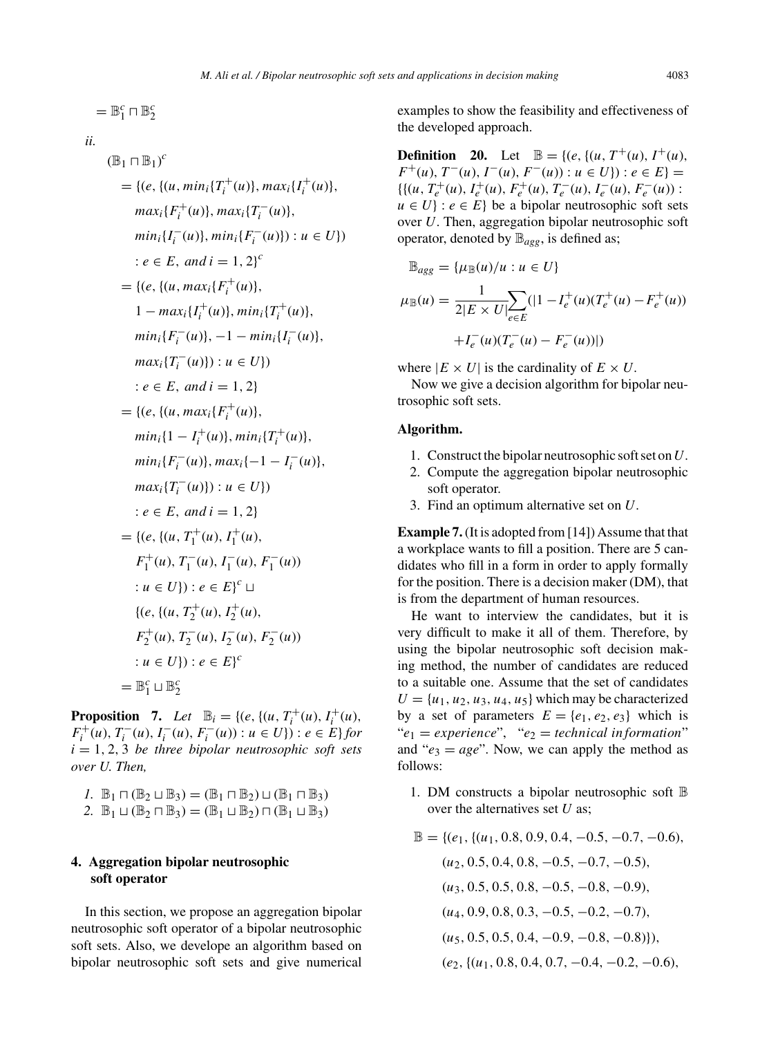$$= \mathbb{B}_1^c \sqcap \mathbb{B}_2^c$$

*ii.*

$$
\begin{aligned}
(\mathbb{B}_1 \sqcap \mathbb{B}_1)^c
&= \{(e, \{(u, min_i\{T_i^+(u)\}, max_i\{I_i^+(u)\},\\
&\quad max_i\{F_i^+(u)\}, max_i\{T_i^-(u)\},\\
&\quad min_i\{I_i^-(u)\}, min_i\{F_i^-(u)\}) : u \in U\})\\
&\quad : e \in E,\ and\ i = 1, 2\}^c\\
&= \{(e, \{(u, max_i\{F_i^+(u)\},\\
&\quad 1 - max_i\{I_i^+(u)\}, min_i\{T_i^+(u)\},\\
&\quad min_i\{F_i^-(u)\}, -1 - min_i\{I_i^-(u)\},\\
&\quad max_i\{T_i^-(u)\}) : u \in U\})\\
&\quad : e \in E,\ and\ i = 1, 2\}\\
&= \{(e, \{(u, max_i\{F_i^+(u)\},\\
&\quad min_i\{1 - I_i^+(u)\}, min_i\{T_i^+(u)\},\\
&\quad min_i\{F_i^-(u)\}, max_i\{-1 - I_i^-(u)\},\\
&\quad max_i\{T_i^-(u)\}) : u \in U\})\\
&\quad : e \in E,\ and\ i = 1, 2\}\\
&= \{(e, \{(u, T_1^+(u), I_1^+(u),\\
&\quad F_1^+(u), T_1^-(u), I_1^-(u), F_1^-(u))\\
&\quad : u \in U\}) : e \in E\}^c \sqcup\\
&\quad \{(e, \{(u, T_2^+(u), I_2^+(u),\\
&\quad F_2^+(u), T_2^-(u), I_2^-(u), F_2^-(u))\\
&\quad : u \in U\}) : e \in E\}^c\\
&= \mathbb{B}_1^c \sqcup \mathbb{B}_2^c
\end{aligned}
$$

**Proposition 7.** *Let* $\mathbb{B}_i = \{(e, \{(u, T_i^+(u), I_i^+(u), F_i^+(u), T_i^-(u), I_i^-(u), F_i^-(u)) : u \in U\}) : e \in E\}$ *for* $i = 1, 2, 3$ *be three bipolar neutrosophic soft sets over U. Then,*

1. $\mathbb{B}_1 \sqcap (\mathbb{B}_2 \sqcup \mathbb{B}_3) = (\mathbb{B}_1 \sqcap \mathbb{B}_2) \sqcup (\mathbb{B}_1 \sqcap \mathbb{B}_3)$
2. $\mathbb{B}_1 \sqcup (\mathbb{B}_2 \sqcap \mathbb{B}_3) = (\mathbb{B}_1 \sqcup \mathbb{B}_2) \sqcap (\mathbb{B}_1 \sqcup \mathbb{B}_3)$

## 4. Aggregation bipolar neutrosophic soft operator

In this section, we propose an aggregation bipolar neutrosophic soft operator of a bipolar neutrosophic soft sets. Also, we develope an algorithm based on bipolar neutrosophic soft sets and give numerical examples to show the feasibility and effectiveness of the developed approach.

**Definition 20.** Let $\mathbb{B} = \{(e, \{(u, T^+(u), I^+(u), F^+(u), T^-(u), I^-(u), F^-(u)) : u \in U\}) : e \in E\} = \{\{(u, T_e^+(u), I_e^+(u), F_e^+(u), T_e^-(u), I_e^-(u), F_e^-(u)) : u \in U\} : e \in E\}$ be a bipolar neutrosophic soft sets over $U$. Then, aggregation bipolar neutrosophic soft operator, denoted by $\mathbb{B}_{agg}$, is defined as;

$$\mathbb{B}_{agg} = \{\mu_{\mathbb{B}}(u)/u : u \in U\}$$

$$\mu_{\mathbb{B}}(u) = \frac{1}{2|E \times U|}\sum_{e \in E}(|1 - I_e^+(u)(T_e^+(u) - F_e^+(u)) + I_e^-(u)(T_e^-(u) - F_e^-(u))|)$$

where $|E \times U|$ is the cardinality of $E \times U$.

Now we give a decision algorithm for bipolar neutrosophic soft sets.

**Algorithm.**

1. Construct the bipolar neutrosophic soft set on $U$.
2. Compute the aggregation bipolar neutrosophic soft operator.
3. Find an optimum alternative set on $U$.

**Example 7.** (It is adopted from [14]) Assume that that a workplace wants to fill a position. There are 5 candidates who fill in a form in order to apply formally for the position. There is a decision maker (DM), that is from the department of human resources.

He want to interview the candidates, but it is very difficult to make it all of them. Therefore, by using the bipolar neutrosophic soft decision making method, the number of candidates are reduced to a suitable one. Assume that the set of candidates $U = \{u_1, u_2, u_3, u_4, u_5\}$ which may be characterized by a set of parameters $E = \{e_1, e_2, e_3\}$ which is "$e_1 = experience$", "$e_2 = technical\ information$" and "$e_3 = age$". Now, we can apply the method as follows:

1. DM constructs a bipolar neutrosophic soft $\mathbb{B}$ over the alternatives set $U$ as;

$$
\begin{aligned}
\mathbb{B} = \{&(e_1, \{(u_1, 0.8, 0.9, 0.4, -0.5, -0.7, -0.6),\\
&(u_2, 0.5, 0.4, 0.8, -0.5, -0.7, -0.5),\\
&(u_3, 0.5, 0.5, 0.8, -0.5, -0.8, -0.9),\\
&(u_4, 0.9, 0.8, 0.3, -0.5, -0.2, -0.7),\\
&(u_5, 0.5, 0.5, 0.4, -0.9, -0.8, -0.8)\}),\\
&(e_2, \{(u_1, 0.8, 0.4, 0.7, -0.4, -0.2, -0.6),
\end{aligned}
$$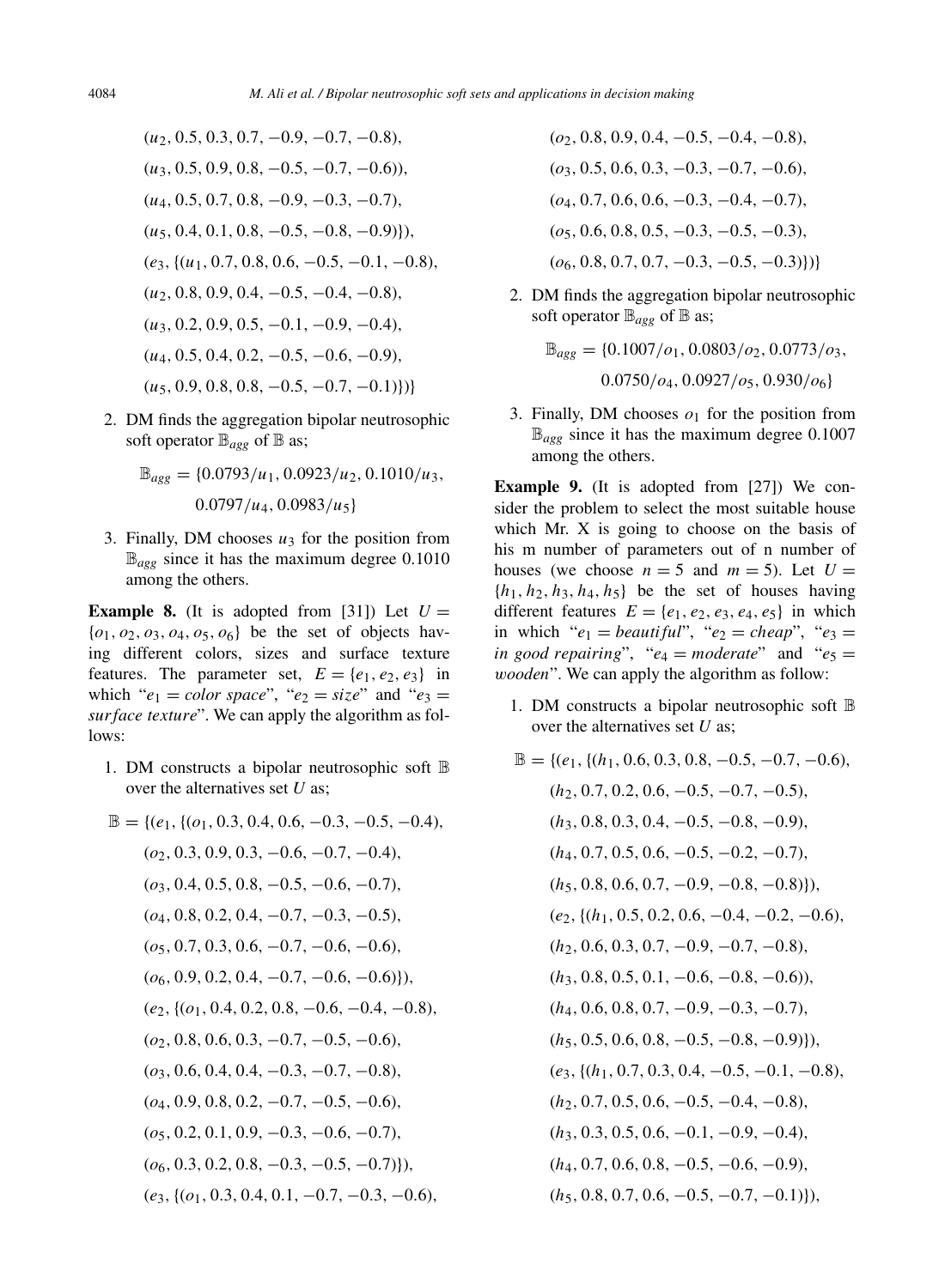$(u_2, 0.5, 0.3, 0.7, -0.9, -0.7, -0.8)$,

$(u_3, 0.5, 0.9, 0.8, -0.5, -0.7, -0.6))$,

$(u_4, 0.5, 0.7, 0.8, -0.9, -0.3, -0.7)$,

$(u_5, 0.4, 0.1, 0.8, -0.5, -0.8, -0.9)\})$,

$(e_3, \{(u_1, 0.7, 0.8, 0.6, -0.5, -0.1, -0.8)$,

$(u_2, 0.8, 0.9, 0.4, -0.5, -0.4, -0.8)$,

$(u_3, 0.2, 0.9, 0.5, -0.1, -0.9, -0.4)$,

$(u_4, 0.5, 0.4, 0.2, -0.5, -0.6, -0.9)$,

$(u_5, 0.9, 0.8, 0.8, -0.5, -0.7, -0.1)\})\}$

2. DM finds the aggregation bipolar neutrosophic soft operator $\mathbb{B}_{agg}$ of $\mathbb{B}$ as;

$$\mathbb{B}_{agg} = \{0.0793/u_1, 0.0923/u_2, 0.1010/u_3, 0.0797/u_4, 0.0983/u_5\}$$

3. Finally, DM chooses $u_3$ for the position from $\mathbb{B}_{agg}$ since it has the maximum degree 0.1010 among the others.

**Example 8.** (It is adopted from [31]) Let $U = \{o_1, o_2, o_3, o_4, o_5, o_6\}$ be the set of objects having different colors, sizes and surface texture features. The parameter set, $E = \{e_1, e_2, e_3\}$ in which "$e_1 =$ *color space*", "$e_2 =$ *size*" and "$e_3 =$ *surface texture*". We can apply the algorithm as follows:

1. DM constructs a bipolar neutrosophic soft $\mathbb{B}$ over the alternatives set $U$ as;

$\mathbb{B} = \{(e_1, \{(o_1, 0.3, 0.4, 0.6, -0.3, -0.5, -0.4)$,

$(o_2, 0.3, 0.9, 0.3, -0.6, -0.7, -0.4)$,

$(o_3, 0.4, 0.5, 0.8, -0.5, -0.6, -0.7)$,

$(o_4, 0.8, 0.2, 0.4, -0.7, -0.3, -0.5)$,

$(o_5, 0.7, 0.3, 0.6, -0.7, -0.6, -0.6)$,

$(o_6, 0.9, 0.2, 0.4, -0.7, -0.6, -0.6)\})$,

$(e_2, \{(o_1, 0.4, 0.2, 0.8, -0.6, -0.4, -0.8)$,

$(o_2, 0.8, 0.6, 0.3, -0.7, -0.5, -0.6)$,

$(o_3, 0.6, 0.4, 0.4, -0.3, -0.7, -0.8)$,

$(o_4, 0.9, 0.8, 0.2, -0.7, -0.5, -0.6)$,

$(o_5, 0.2, 0.1, 0.9, -0.3, -0.6, -0.7)$,

$(o_6, 0.3, 0.2, 0.8, -0.3, -0.5, -0.7)\})$,

$(e_3, \{(o_1, 0.3, 0.4, 0.1, -0.7, -0.3, -0.6)$,

$(o_2, 0.8, 0.9, 0.4, -0.5, -0.4, -0.8)$,

$(o_3, 0.5, 0.6, 0.3, -0.3, -0.7, -0.6)$,

$(o_4, 0.7, 0.6, 0.6, -0.3, -0.4, -0.7)$,

$(o_5, 0.6, 0.8, 0.5, -0.3, -0.5, -0.3)$,

$(o_6, 0.8, 0.7, 0.7, -0.3, -0.5, -0.3)\})\}$

2. DM finds the aggregation bipolar neutrosophic soft operator $\mathbb{B}_{agg}$ of $\mathbb{B}$ as;

$$\mathbb{B}_{agg} = \{0.1007/o_1, 0.0803/o_2, 0.0773/o_3, 0.0750/o_4, 0.0927/o_5, 0.930/o_6\}$$

3. Finally, DM chooses $o_1$ for the position from $\mathbb{B}_{agg}$ since it has the maximum degree 0.1007 among the others.

**Example 9.** (It is adopted from [27]) We consider the problem to select the most suitable house which Mr. X is going to choose on the basis of his m number of parameters out of n number of houses (we choose $n = 5$ and $m = 5$). Let $U = \{h_1, h_2, h_3, h_4, h_5\}$ be the set of houses having different features $E = \{e_1, e_2, e_3, e_4, e_5\}$ in which in which "$e_1 =$ *beautiful*", "$e_2 =$ *cheap*", "$e_3 =$ *in good repairing*", "$e_4 =$ *moderate*" and "$e_5 =$ *wooden*". We can apply the algorithm as follow:

1. DM constructs a bipolar neutrosophic soft $\mathbb{B}$ over the alternatives set $U$ as;

$\mathbb{B} = \{(e_1, \{(h_1, 0.6, 0.3, 0.8, -0.5, -0.7, -0.6)$,

$(h_2, 0.7, 0.2, 0.6, -0.5, -0.7, -0.5)$,

$(h_3, 0.8, 0.3, 0.4, -0.5, -0.8, -0.9)$,

$(h_4, 0.7, 0.5, 0.6, -0.5, -0.2, -0.7)$,

$(h_5, 0.8, 0.6, 0.7, -0.9, -0.8, -0.8)\})$,

$(e_2, \{(h_1, 0.5, 0.2, 0.6, -0.4, -0.2, -0.6)$,

$(h_2, 0.6, 0.3, 0.7, -0.9, -0.7, -0.8)$,

$(h_3, 0.8, 0.5, 0.1, -0.6, -0.8, -0.6))$,

$(h_4, 0.6, 0.8, 0.7, -0.9, -0.3, -0.7)$,

$(h_5, 0.5, 0.6, 0.8, -0.5, -0.8, -0.9)\})$,

$(e_3, \{(h_1, 0.7, 0.3, 0.4, -0.5, -0.1, -0.8)$,

$(h_2, 0.7, 0.5, 0.6, -0.5, -0.4, -0.8)$,

$(h_3, 0.3, 0.5, 0.6, -0.1, -0.9, -0.4)$,

$(h_4, 0.7, 0.6, 0.8, -0.5, -0.6, -0.9)$,

$(h_5, 0.8, 0.7, 0.6, -0.5, -0.7, -0.1)\})$,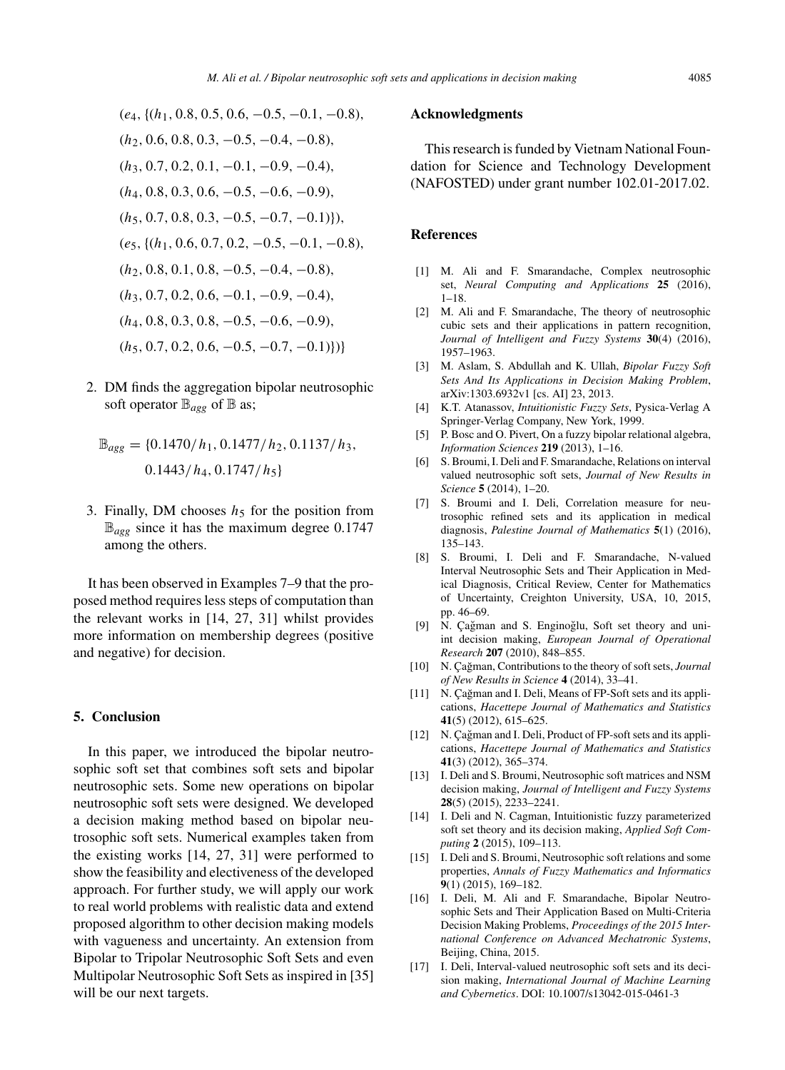$$
\begin{aligned}
&(e_4, \{(h_1, 0.8, 0.5, 0.6, -0.5, -0.1, -0.8),\\
&(h_2, 0.6, 0.8, 0.3, -0.5, -0.4, -0.8),\\
&(h_3, 0.7, 0.2, 0.1, -0.1, -0.9, -0.4),\\
&(h_4, 0.8, 0.3, 0.6, -0.5, -0.6, -0.9),\\
&(h_5, 0.7, 0.8, 0.3, -0.5, -0.7, -0.1)\}),\\
&(e_5, \{(h_1, 0.6, 0.7, 0.2, -0.5, -0.1, -0.8),\\
&(h_2, 0.8, 0.1, 0.8, -0.5, -0.4, -0.8),\\
&(h_3, 0.7, 0.2, 0.6, -0.1, -0.9, -0.4),\\
&(h_4, 0.8, 0.3, 0.8, -0.5, -0.6, -0.9),\\
&(h_5, 0.7, 0.2, 0.6, -0.5, -0.7, -0.1)\})\}
\end{aligned}
$$

2. DM finds the aggregation bipolar neutrosophic soft operator $\mathbb{B}_{agg}$ of $\mathbb{B}$ as;

$$
\begin{aligned}
\mathbb{B}_{agg} = \{&0.1470/h_1, 0.1477/h_2, 0.1137/h_3,\\
&0.1443/h_4, 0.1747/h_5\}
\end{aligned}
$$

3. Finally, DM chooses $h_5$ for the position from $\mathbb{B}_{agg}$ since it has the maximum degree 0.1747 among the others.

It has been observed in Examples 7–9 that the proposed method requires less steps of computation than the relevant works in [14, 27, 31] whilst provides more information on membership degrees (positive and negative) for decision.

## 5. Conclusion

In this paper, we introduced the bipolar neutrosophic soft set that combines soft sets and bipolar neutrosophic sets. Some new operations on bipolar neutrosophic soft sets were designed. We developed a decision making method based on bipolar neutrosophic soft sets. Numerical examples taken from the existing works [14, 27, 31] were performed to show the feasibility and electiveness of the developed approach. For further study, we will apply our work to real world problems with realistic data and extend proposed algorithm to other decision making models with vagueness and uncertainty. An extension from Bipolar to Tripolar Neutrosophic Soft Sets and even Multipolar Neutrosophic Soft Sets as inspired in [35] will be our next targets.

## Acknowledgments

This research is funded by Vietnam National Foundation for Science and Technology Development (NAFOSTED) under grant number 102.01-2017.02.

## References

[1] M. Ali and F. Smarandache, Complex neutrosophic set, *Neural Computing and Applications* **25** (2016), 1–18.

[2] M. Ali and F. Smarandache, The theory of neutrosophic cubic sets and their applications in pattern recognition, *Journal of Intelligent and Fuzzy Systems* **30**(4) (2016), 1957–1963.

[3] M. Aslam, S. Abdullah and K. Ullah, *Bipolar Fuzzy Soft Sets And Its Applications in Decision Making Problem*, arXiv:1303.6932v1 [cs. AI] 23, 2013.

[4] K.T. Atanassov, *Intuitionistic Fuzzy Sets*, Pysica-Verlag A Springer-Verlag Company, New York, 1999.

[5] P. Bosc and O. Pivert, On a fuzzy bipolar relational algebra, *Information Sciences* **219** (2013), 1–16.

[6] S. Broumi, I. Deli and F. Smarandache, Relations on interval valued neutrosophic soft sets, *Journal of New Results in Science* **5** (2014), 1–20.

[7] S. Broumi and I. Deli, Correlation measure for neutrosophic refined sets and its application in medical diagnosis, *Palestine Journal of Mathematics* **5**(1) (2016), 135–143.

[8] S. Broumi, I. Deli and F. Smarandache, N-valued Interval Neutrosophic Sets and Their Application in Medical Diagnosis, Critical Review, Center for Mathematics of Uncertainty, Creighton University, USA, 10, 2015, pp. 46–69.

[9] N. Çağman and S. Enginoğlu, Soft set theory and uni-int decision making, *European Journal of Operational Research* **207** (2010), 848–855.

[10] N. Çağman, Contributions to the theory of soft sets, *Journal of New Results in Science* **4** (2014), 33–41.

[11] N. Çağman and I. Deli, Means of FP-Soft sets and its applications, *Hacettepe Journal of Mathematics and Statistics* **41**(5) (2012), 615–625.

[12] N. Çağman and I. Deli, Product of FP-soft sets and its applications, *Hacettepe Journal of Mathematics and Statistics* **41**(3) (2012), 365–374.

[13] I. Deli and S. Broumi, Neutrosophic soft matrices and NSM decision making, *Journal of Intelligent and Fuzzy Systems* **28**(5) (2015), 2233–2241.

[14] I. Deli and N. Cagman, Intuitionistic fuzzy parameterized soft set theory and its decision making, *Applied Soft Computing* **2** (2015), 109–113.

[15] I. Deli and S. Broumi, Neutrosophic soft relations and some properties, *Annals of Fuzzy Mathematics and Informatics* **9**(1) (2015), 169–182.

[16] I. Deli, M. Ali and F. Smarandache, Bipolar Neutrosophic Sets and Their Application Based on Multi-Criteria Decision Making Problems, *Proceedings of the 2015 International Conference on Advanced Mechatronic Systems*, Beijing, China, 2015.

[17] I. Deli, Interval-valued neutrosophic soft sets and its decision making, *International Journal of Machine Learning and Cybernetics*. DOI: 10.1007/s13042-015-0461-3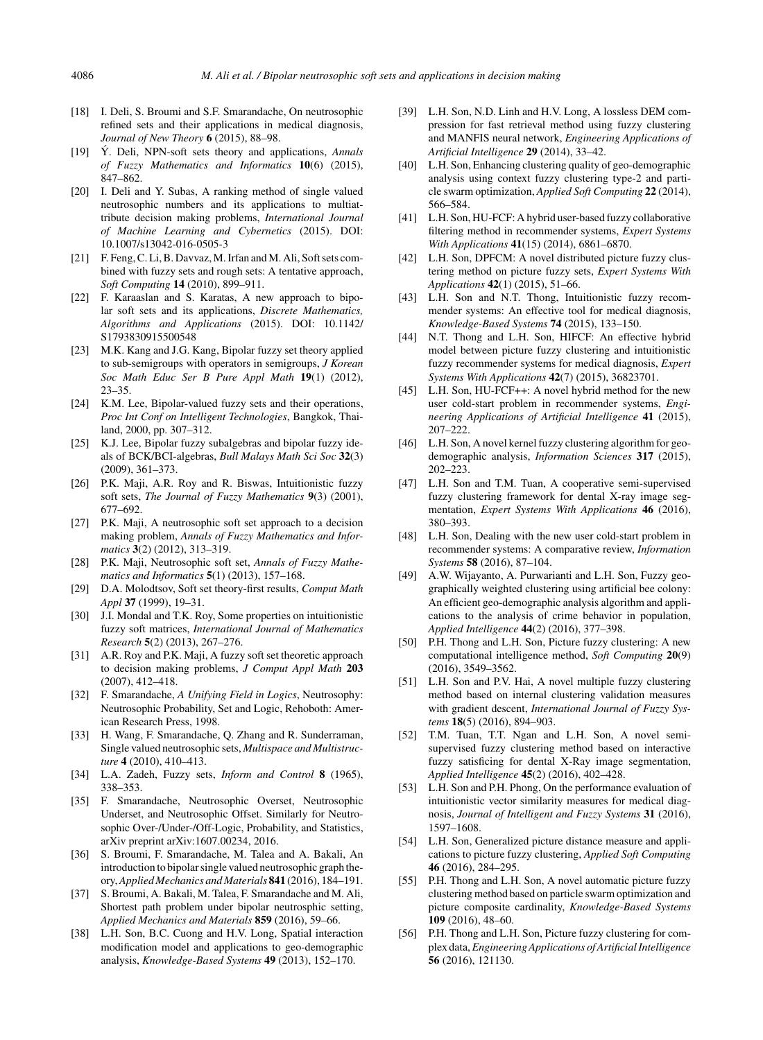[18] I. Deli, S. Broumi and S.F. Smarandache, On neutrosophic refined sets and their applications in medical diagnosis, *Journal of New Theory* **6** (2015), 88–98.

[19] Ý. Deli, NPN-soft sets theory and applications, *Annals of Fuzzy Mathematics and Informatics* **10**(6) (2015), 847–862.

[20] I. Deli and Y. Subas, A ranking method of single valued neutrosophic numbers and its applications to multiattribute decision making problems, *International Journal of Machine Learning and Cybernetics* (2015). DOI: 10.1007/s13042-016-0505-3

[21] F. Feng, C. Li, B. Davvaz, M. Irfan and M. Ali, Soft sets combined with fuzzy sets and rough sets: A tentative approach, *Soft Computing* **14** (2010), 899–911.

[22] F. Karaaslan and S. Karatas, A new approach to bipolar soft sets and its applications, *Discrete Mathematics, Algorithms and Applications* (2015). DOI: 10.1142/S1793830915500548

[23] M.K. Kang and J.G. Kang, Bipolar fuzzy set theory applied to sub-semigroups with operators in semigroups, *J Korean Soc Math Educ Ser B Pure Appl Math* **19**(1) (2012), 23–35.

[24] K.M. Lee, Bipolar-valued fuzzy sets and their operations, *Proc Int Conf on Intelligent Technologies*, Bangkok, Thailand, 2000, pp. 307–312.

[25] K.J. Lee, Bipolar fuzzy subalgebras and bipolar fuzzy ideals of BCK/BCI-algebras, *Bull Malays Math Sci Soc* **32**(3) (2009), 361–373.

[26] P.K. Maji, A.R. Roy and R. Biswas, Intuitionistic fuzzy soft sets, *The Journal of Fuzzy Mathematics* **9**(3) (2001), 677–692.

[27] P.K. Maji, A neutrosophic soft set approach to a decision making problem, *Annals of Fuzzy Mathematics and Informatics* **3**(2) (2012), 313–319.

[28] P.K. Maji, Neutrosophic soft set, *Annals of Fuzzy Mathematics and Informatics* **5**(1) (2013), 157–168.

[29] D.A. Molodtsov, Soft set theory-first results, *Comput Math Appl* **37** (1999), 19–31.

[30] J.I. Mondal and T.K. Roy, Some properties on intuitionistic fuzzy soft matrices, *International Journal of Mathematics Research* **5**(2) (2013), 267–276.

[31] A.R. Roy and P.K. Maji, A fuzzy soft set theoretic approach to decision making problems, *J Comput Appl Math* **203** (2007), 412–418.

[32] F. Smarandache, *A Unifying Field in Logics*, Neutrosophy: Neutrosophic Probability, Set and Logic, Rehoboth: American Research Press, 1998.

[33] H. Wang, F. Smarandache, Q. Zhang and R. Sunderraman, Single valued neutrosophic sets, *Multispace and Multistructure* **4** (2010), 410–413.

[34] L.A. Zadeh, Fuzzy sets, *Inform and Control* **8** (1965), 338–353.

[35] F. Smarandache, Neutrosophic Overset, Neutrosophic Underset, and Neutrosophic Offset. Similarly for Neutrosophic Over-/Under-/Off-Logic, Probability, and Statistics, arXiv preprint arXiv:1607.00234, 2016.

[36] S. Broumi, F. Smarandache, M. Talea and A. Bakali, An introduction to bipolar single valued neutrosophic graph theory, *Applied Mechanics and Materials* **841** (2016), 184–191.

[37] S. Broumi, A. Bakali, M. Talea, F. Smarandache and M. Ali, Shortest path problem under bipolar neutrosphic setting, *Applied Mechanics and Materials* **859** (2016), 59–66.

[38] L.H. Son, B.C. Cuong and H.V. Long, Spatial interaction modification model and applications to geo-demographic analysis, *Knowledge-Based Systems* **49** (2013), 152–170.

[39] L.H. Son, N.D. Linh and H.V. Long, A lossless DEM compression for fast retrieval method using fuzzy clustering and MANFIS neural network, *Engineering Applications of Artificial Intelligence* **29** (2014), 33–42.

[40] L.H. Son, Enhancing clustering quality of geo-demographic analysis using context fuzzy clustering type-2 and particle swarm optimization, *Applied Soft Computing* **22** (2014), 566–584.

[41] L.H. Son, HU-FCF: A hybrid user-based fuzzy collaborative filtering method in recommender systems, *Expert Systems With Applications* **41**(15) (2014), 6861–6870.

[42] L.H. Son, DPFCM: A novel distributed picture fuzzy clustering method on picture fuzzy sets, *Expert Systems With Applications* **42**(1) (2015), 51–66.

[43] L.H. Son and N.T. Thong, Intuitionistic fuzzy recommender systems: An effective tool for medical diagnosis, *Knowledge-Based Systems* **74** (2015), 133–150.

[44] N.T. Thong and L.H. Son, HIFCF: An effective hybrid model between picture fuzzy clustering and intuitionistic fuzzy recommender systems for medical diagnosis, *Expert Systems With Applications* **42**(7) (2015), 36823701.

[45] L.H. Son, HU-FCF++: A novel hybrid method for the new user cold-start problem in recommender systems, *Engineering Applications of Artificial Intelligence* **41** (2015), 207–222.

[46] L.H. Son, A novel kernel fuzzy clustering algorithm for geo-demographic analysis, *Information Sciences* **317** (2015), 202–223.

[47] L.H. Son and T.M. Tuan, A cooperative semi-supervised fuzzy clustering framework for dental X-ray image segmentation, *Expert Systems With Applications* **46** (2016), 380–393.

[48] L.H. Son, Dealing with the new user cold-start problem in recommender systems: A comparative review, *Information Systems* **58** (2016), 87–104.

[49] A.W. Wijayanto, A. Purwarianti and L.H. Son, Fuzzy geographically weighted clustering using artificial bee colony: An efficient geo-demographic analysis algorithm and applications to the analysis of crime behavior in population, *Applied Intelligence* **44**(2) (2016), 377–398.

[50] P.H. Thong and L.H. Son, Picture fuzzy clustering: A new computational intelligence method, *Soft Computing* **20**(9) (2016), 3549–3562.

[51] L.H. Son and P.V. Hai, A novel multiple fuzzy clustering method based on internal clustering validation measures with gradient descent, *International Journal of Fuzzy Systems* **18**(5) (2016), 894–903.

[52] T.M. Tuan, T.T. Ngan and L.H. Son, A novel semi-supervised fuzzy clustering method based on interactive fuzzy satisficing for dental X-Ray image segmentation, *Applied Intelligence* **45**(2) (2016), 402–428.

[53] L.H. Son and P.H. Phong, On the performance evaluation of intuitionistic vector similarity measures for medical diagnosis, *Journal of Intelligent and Fuzzy Systems* **31** (2016), 1597–1608.

[54] L.H. Son, Generalized picture distance measure and applications to picture fuzzy clustering, *Applied Soft Computing* **46** (2016), 284–295.

[55] P.H. Thong and L.H. Son, A novel automatic picture fuzzy clustering method based on particle swarm optimization and picture composite cardinality, *Knowledge-Based Systems* **109** (2016), 48–60.

[56] P.H. Thong and L.H. Son, Picture fuzzy clustering for complex data, *Engineering Applications of Artificial Intelligence* **56** (2016), 121130.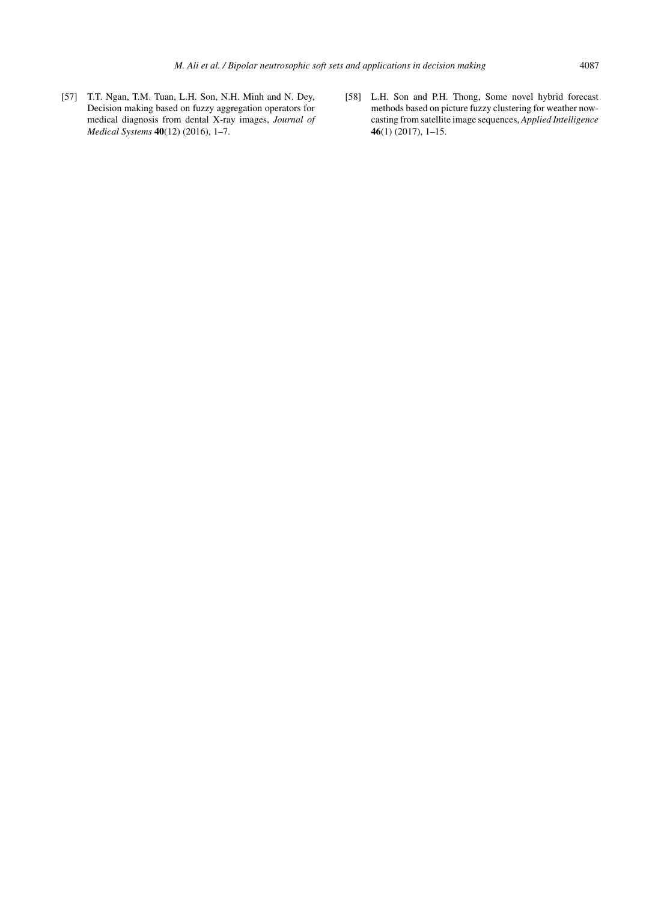[57] T.T. Ngan, T.M. Tuan, L.H. Son, N.H. Minh and N. Dey, Decision making based on fuzzy aggregation operators for medical diagnosis from dental X-ray images, *Journal of Medical Systems* **40**(12) (2016), 1–7.

[58] L.H. Son and P.H. Thong, Some novel hybrid forecast methods based on picture fuzzy clustering for weather nowcasting from satellite image sequences, *Applied Intelligence* **46**(1) (2017), 1–15.